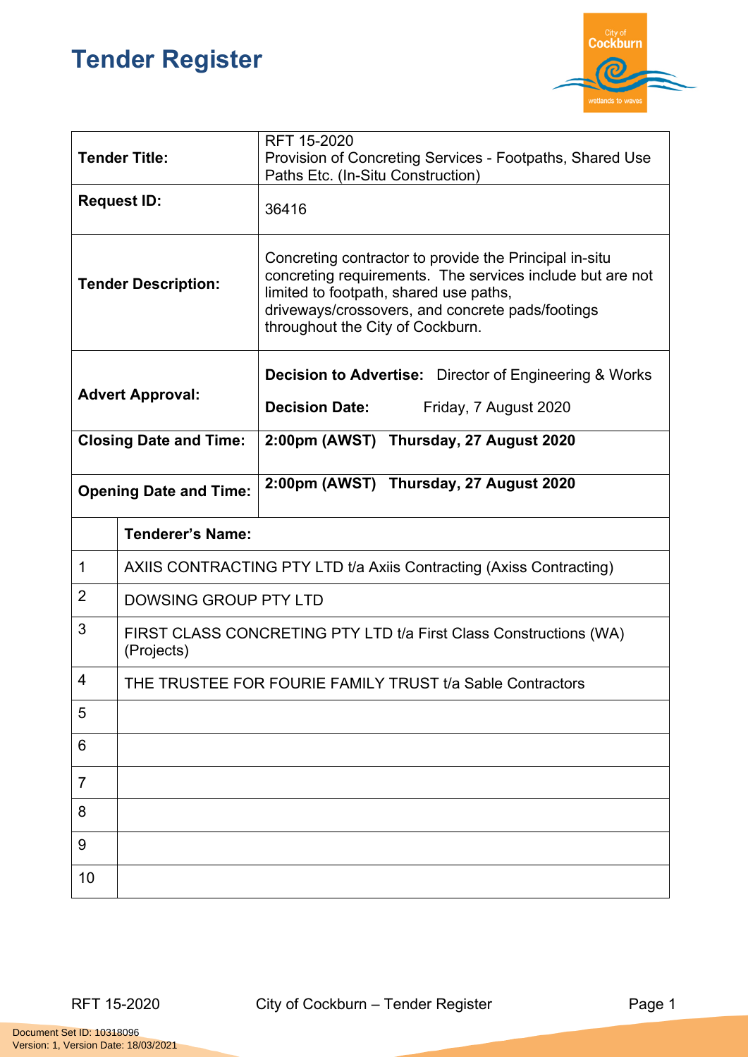# Tender Register

| | |
|---|---|
| **Tender Title:** | RFT 15-2020<br>Provision of Concreting Services - Footpaths, Shared Use Paths Etc. (In-Situ Construction) |
| **Request ID:** | 36416 |
| **Tender Description:** | Concreting contractor to provide the Principal in-situ concreting requirements. The services include but are not limited to footpath, shared use paths, driveways/crossovers, and concrete pads/footings throughout the City of Cockburn. |
| **Advert Approval:** | **Decision to Advertise:** Director of Engineering & Works<br>**Decision Date:** Friday, 7 August 2020 |
| **Closing Date and Time:** | **2:00pm (AWST) Thursday, 27 August 2020** |
| **Opening Date and Time:** | **2:00pm (AWST) Thursday, 27 August 2020** |

| | **Tenderer's Name:** |
|---|---|
| 1 | AXIIS CONTRACTING PTY LTD t/a Axiis Contracting (Axiss Contracting) |
| 2 | DOWSING GROUP PTY LTD |
| 3 | FIRST CLASS CONCRETING PTY LTD t/a First Class Constructions (WA) (Projects) |
| 4 | THE TRUSTEE FOR FOURIE FAMILY TRUST t/a Sable Contractors |
| 5 | |
| 6 | |
| 7 | |
| 8 | |
| 9 | |
| 10 | |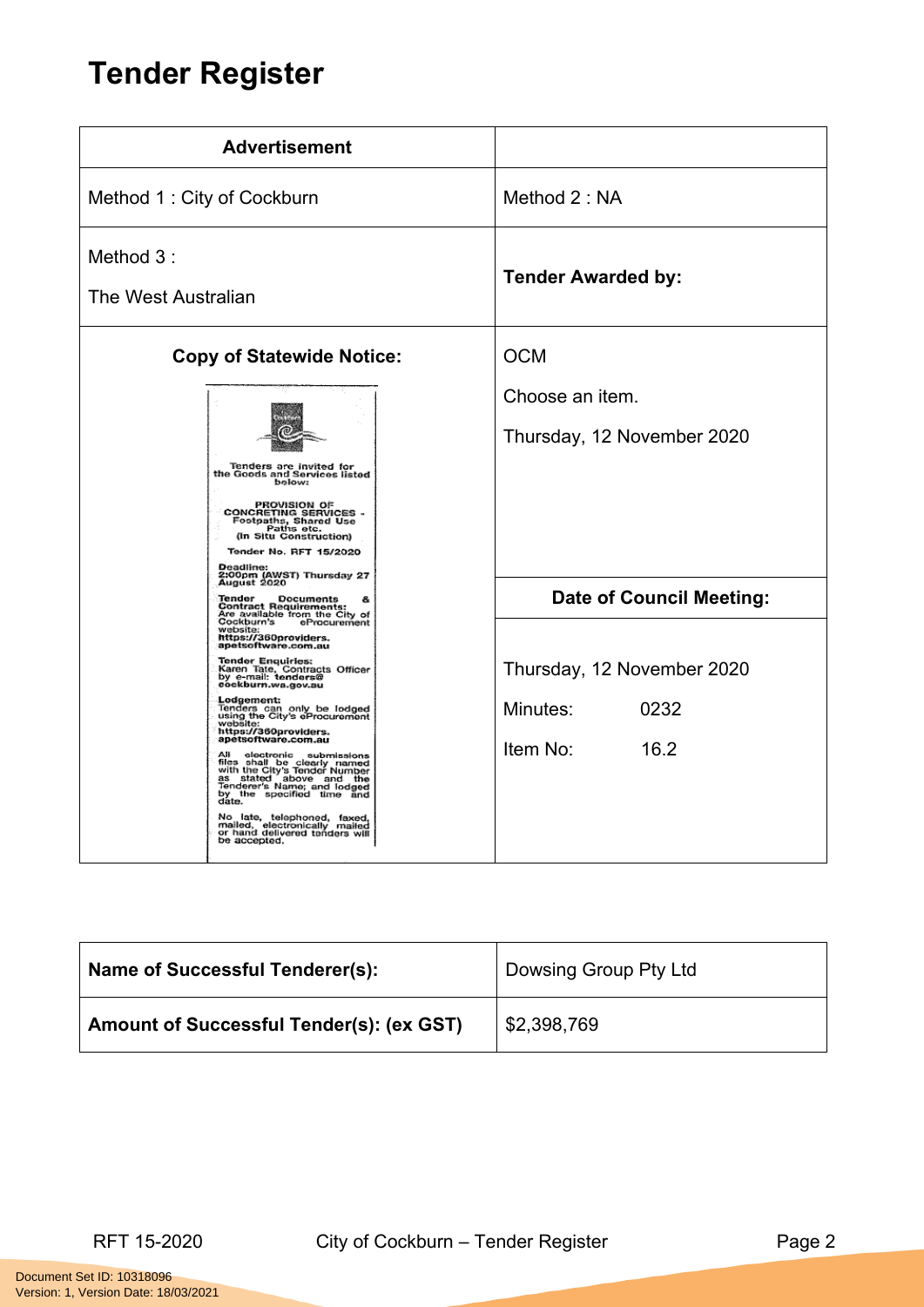# Tender Register

| Advertisement | |
|---|---|
| Method 1 : City of Cockburn | Method 2 : NA |
| Method 3 :<br><br>The West Australian | **Tender Awarded by:** |
| **Copy of Statewide Notice:**<br><br>Tenders are invited for the Goods and Services listed below:<br><br>PROVISION OF CONCRETING SERVICES - Footpaths, Shared Use Paths etc. (In Situ Construction)<br><br>Tender No. RFT 15/2020<br><br>Deadline: 2:00pm (AWST) Thursday 27 August 2020<br><br>Tender Documents & Contract Requirements: Are available from the City of Cockburn's eProcurement website: https://360providers.apetsoftware.com.au<br><br>Tender Enquiries: Karen Tate, Contracts Officer by e-mail: tenders@cockburn.wa.gov.au<br><br>Lodgement: Tenders can only be lodged using the City's eProcurement website: https://360providers.apetsoftware.com.au<br><br>All electronic submissions files shall be clearly named with the City's Tender Number as stated above and the Tenderer's Name; and lodged by the specified time and date.<br><br>No late, telephoned, faxed, mailed, electronically mailed or hand delivered tenders will be accepted. | OCM<br><br>Choose an item.<br><br>Thursday, 12 November 2020<br><br>**Date of Council Meeting:**<br><br>Thursday, 12 November 2020<br><br>Minutes: 0232<br><br>Item No: 16.2 |

| | |
|---|---|
| **Name of Successful Tenderer(s):** | Dowsing Group Pty Ltd |
| **Amount of Successful Tender(s): (ex GST)** | $2,398,769 |

Document Set ID: 10318096
Version: 1, Version Date: 18/03/2021